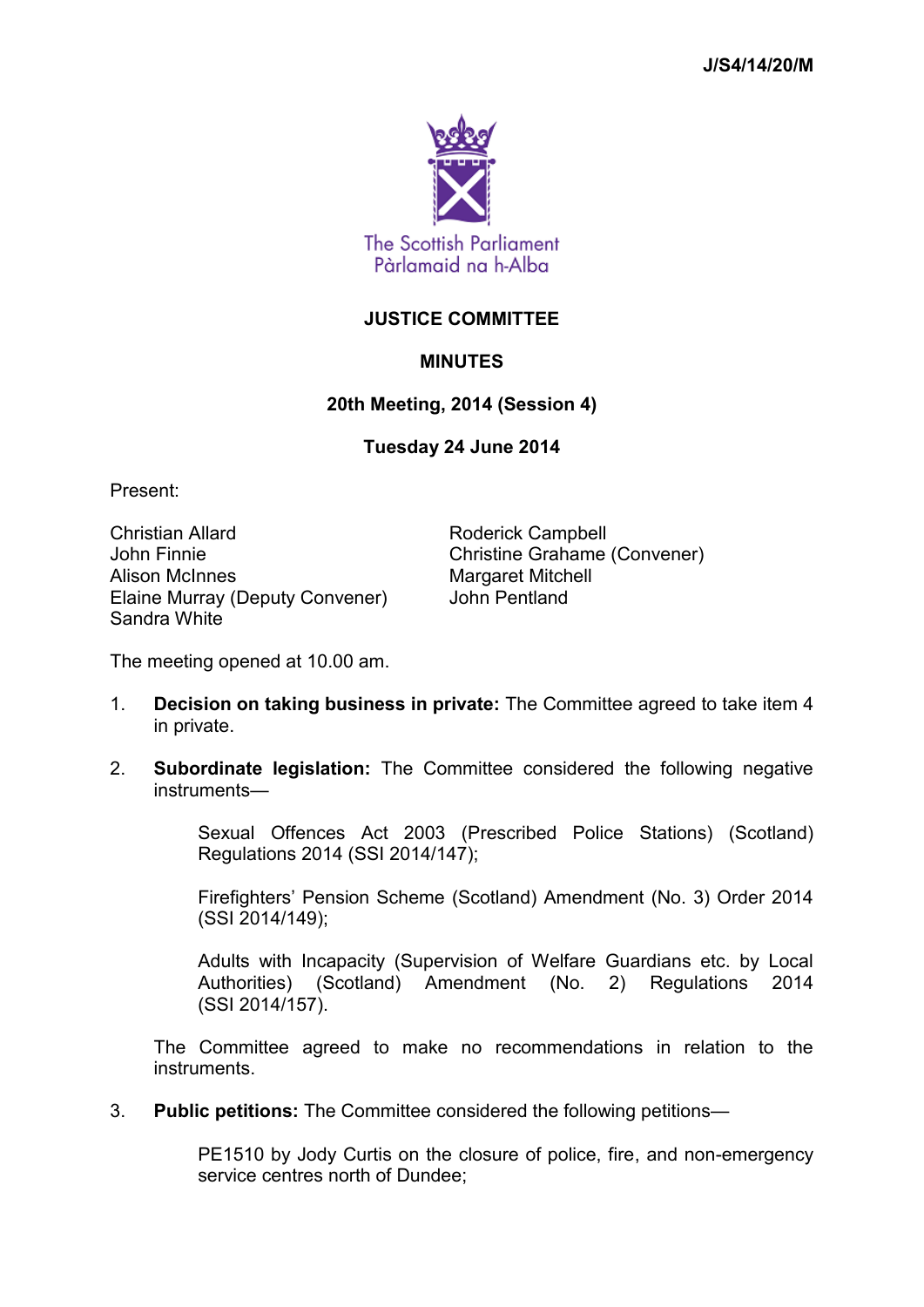J/S4/14/20/M

The Scottish Parliament
Pàrlamaid na h-Alba

# JUSTICE COMMITTEE

## MINUTES

### 20th Meeting, 2014 (Session 4)

### Tuesday 24 June 2014

Present:

Christian Allard
Roderick Campbell
John Finnie
Christine Grahame (Convener)
Alison McInnes
Margaret Mitchell
Elaine Murray (Deputy Convener)
John Pentland
Sandra White

The meeting opened at 10.00 am.

1. **Decision on taking business in private:** The Committee agreed to take item 4 in private.

2. **Subordinate legislation:** The Committee considered the following negative instruments—

   Sexual Offences Act 2003 (Prescribed Police Stations) (Scotland) Regulations 2014 (SSI 2014/147);

   Firefighters' Pension Scheme (Scotland) Amendment (No. 3) Order 2014 (SSI 2014/149);

   Adults with Incapacity (Supervision of Welfare Guardians etc. by Local Authorities) (Scotland) Amendment (No. 2) Regulations 2014 (SSI 2014/157).

   The Committee agreed to make no recommendations in relation to the instruments.

3. **Public petitions:** The Committee considered the following petitions—

   PE1510 by Jody Curtis on the closure of police, fire, and non-emergency service centres north of Dundee;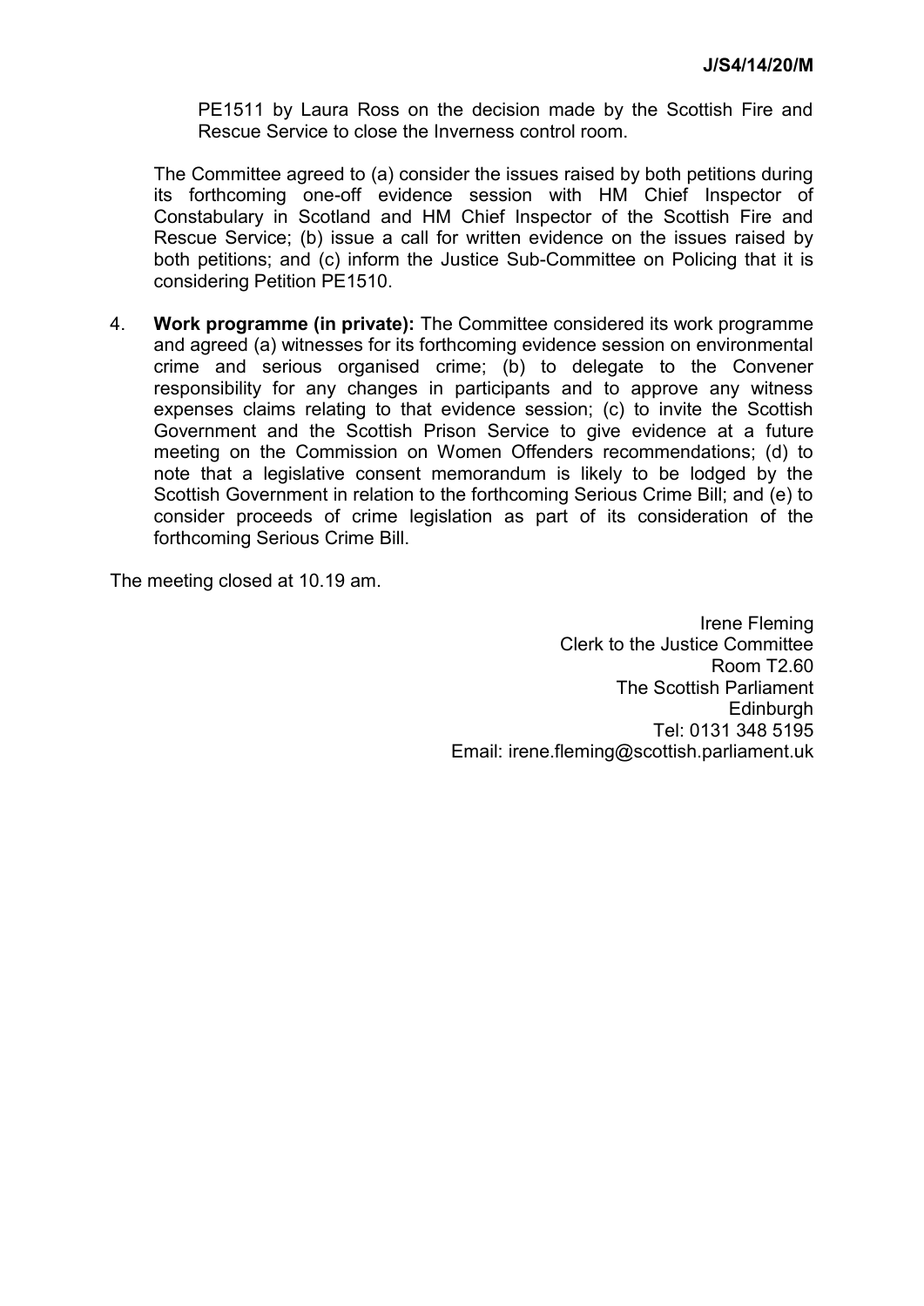PE1511 by Laura Ross on the decision made by the Scottish Fire and Rescue Service to close the Inverness control room.

The Committee agreed to (a) consider the issues raised by both petitions during its forthcoming one-off evidence session with HM Chief Inspector of Constabulary in Scotland and HM Chief Inspector of the Scottish Fire and Rescue Service; (b) issue a call for written evidence on the issues raised by both petitions; and (c) inform the Justice Sub-Committee on Policing that it is considering Petition PE1510.

4. **Work programme (in private):** The Committee considered its work programme and agreed (a) witnesses for its forthcoming evidence session on environmental crime and serious organised crime; (b) to delegate to the Convener responsibility for any changes in participants and to approve any witness expenses claims relating to that evidence session; (c) to invite the Scottish Government and the Scottish Prison Service to give evidence at a future meeting on the Commission on Women Offenders recommendations; (d) to note that a legislative consent memorandum is likely to be lodged by the Scottish Government in relation to the forthcoming Serious Crime Bill; and (e) to consider proceeds of crime legislation as part of its consideration of the forthcoming Serious Crime Bill.

The meeting closed at 10.19 am.

Irene Fleming
Clerk to the Justice Committee
Room T2.60
The Scottish Parliament
Edinburgh
Tel: 0131 348 5195
Email: irene.fleming@scottish.parliament.uk